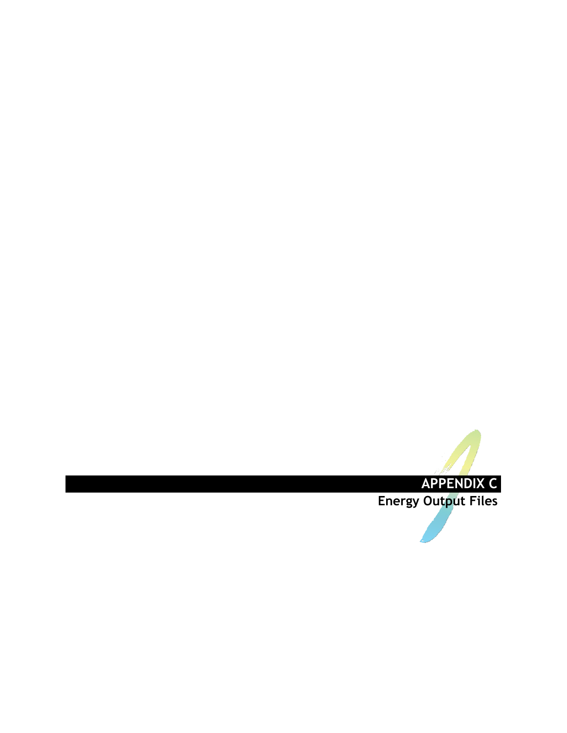# APPENDIX C

## Energy Output Files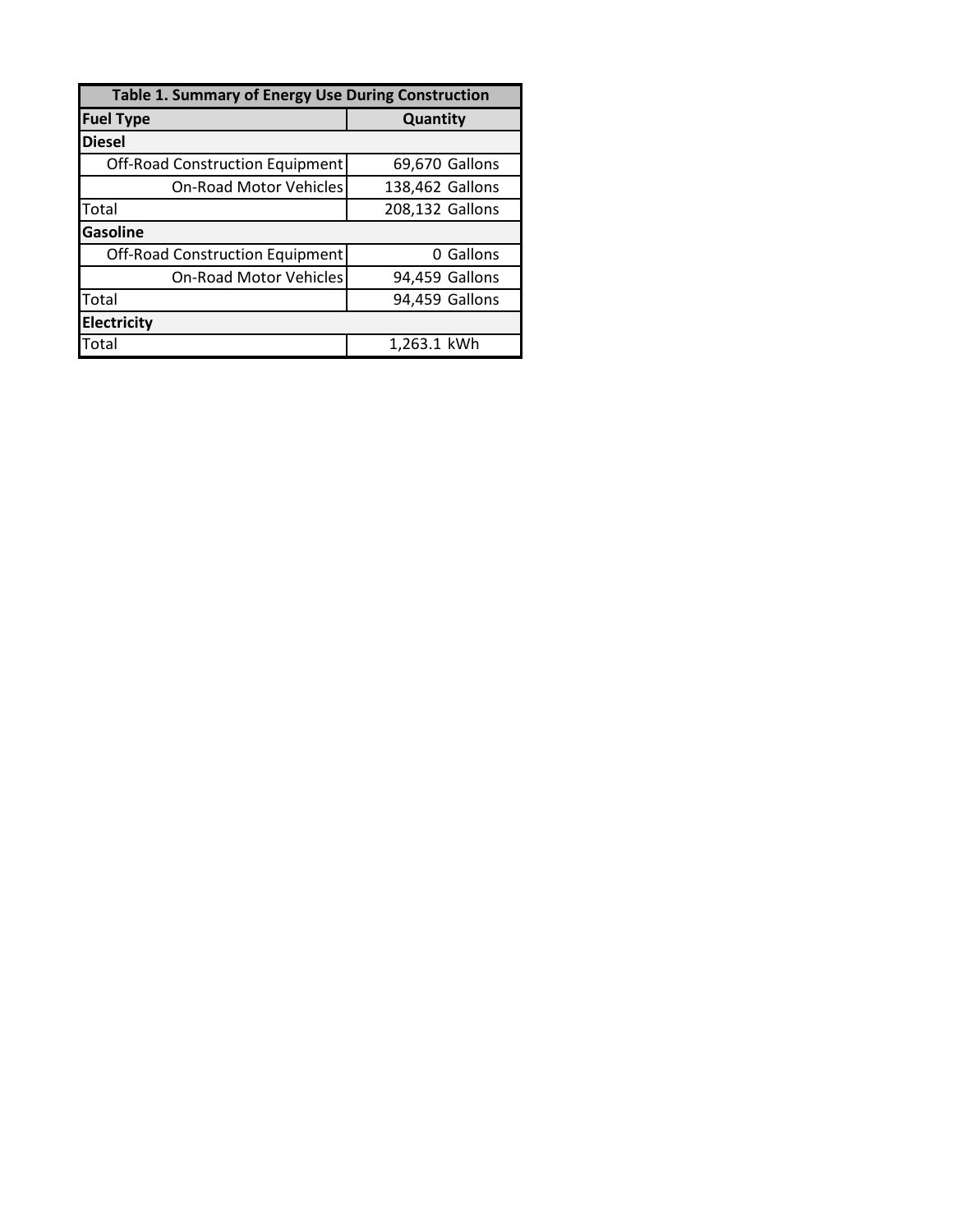| Table 1. Summary of Energy Use During Construction | |
|---|---|
| **Fuel Type** | **Quantity** |
| **Diesel** | |
| Off-Road Construction Equipment | 69,670 Gallons |
| On-Road Motor Vehicles | 138,462 Gallons |
| Total | 208,132 Gallons |
| **Gasoline** | |
| Off-Road Construction Equipment | 0 Gallons |
| On-Road Motor Vehicles | 94,459 Gallons |
| Total | 94,459 Gallons |
| **Electricity** | |
| Total | 1,263.1 kWh |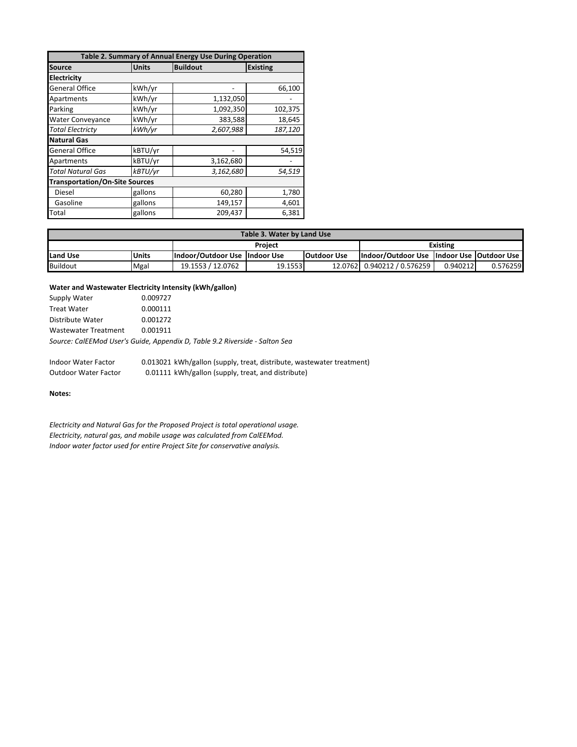| Table 2. Summary of Annual Energy Use During Operation | | | |
|---|---|---|---|
| **Source** | **Units** | **Buildout** | **Existing** |
| **Electricity** | | | |
| General Office | kWh/yr | - | 66,100 |
| Apartments | kWh/yr | 1,132,050 | - |
| Parking | kWh/yr | 1,092,350 | 102,375 |
| Water Conveyance | kWh/yr | 383,588 | 18,645 |
| *Total Electricty* | *kWh/yr* | *2,607,988* | *187,120* |
| **Natural Gas** | | | |
| General Office | kBTU/yr | - | 54,519 |
| Apartments | kBTU/yr | 3,162,680 | - |
| *Total Natural Gas* | *kBTU/yr* | *3,162,680* | *54,519* |
| **Transportation/On-Site Sources** | | | |
| Diesel | gallons | 60,280 | 1,780 |
| Gasoline | gallons | 149,157 | 4,601 |
| Total | gallons | 209,437 | 6,381 |

| Table 3. Water by Land Use | | | | | | | |
|---|---|---|---|---|---|---|---|
| | | **Project** | | | **Existing** | | |
| **Land Use** | **Units** | **Indoor/Outdoor Use** | **Indoor Use** | **Outdoor Use** | **Indoor/Outdoor Use** | **Indoor Use** | **Outdoor Use** |
| Buildout | Mgal | 19.1553 / 12.0762 | 19.1553 | 12.0762 | 0.940212 / 0.576259 | 0.940212 | 0.576259 |

**Water and Wastewater Electricity Intensity (kWh/gallon)**

| | |
|---|---|
| Supply Water | 0.009727 |
| Treat Water | 0.000111 |
| Distribute Water | 0.001272 |
| Wastewater Treatment | 0.001911 |

*Source: CalEEMod User's Guide, Appendix D, Table 9.2 Riverside - Salton Sea*

| | |
|---|---|
| Indoor Water Factor | 0.013021 kWh/gallon (supply, treat, distribute, wastewater treatment) |
| Outdoor Water Factor | 0.01111 kWh/gallon (supply, treat, and distribute) |

**Notes:**

*Electricity and Natural Gas for the Proposed Project is total operational usage.*
*Electricity, natural gas, and mobile usage was calculated from CalEEMod.*
*Indoor water factor used for entire Project Site for conservative analysis.*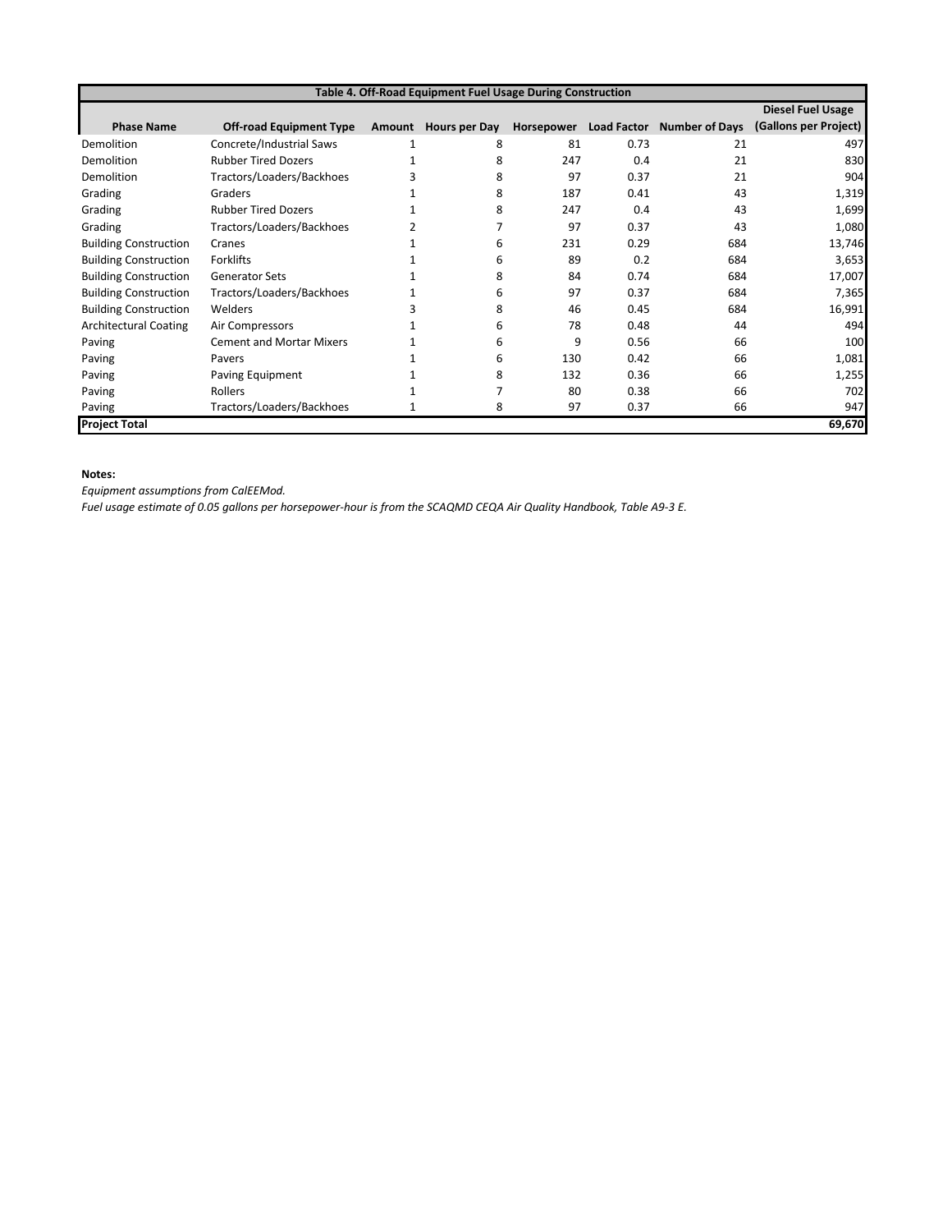**Table 4. Off-Road Equipment Fuel Usage During Construction**

| Phase Name | Off-road Equipment Type | Amount | Hours per Day | Horsepower | Load Factor | Number of Days | Diesel Fuel Usage (Gallons per Project) |
|---|---|---|---|---|---|---|---|
| Demolition | Concrete/Industrial Saws | 1 | 8 | 81 | 0.73 | 21 | 497 |
| Demolition | Rubber Tired Dozers | 1 | 8 | 247 | 0.4 | 21 | 830 |
| Demolition | Tractors/Loaders/Backhoes | 3 | 8 | 97 | 0.37 | 21 | 904 |
| Grading | Graders | 1 | 8 | 187 | 0.41 | 43 | 1,319 |
| Grading | Rubber Tired Dozers | 1 | 8 | 247 | 0.4 | 43 | 1,699 |
| Grading | Tractors/Loaders/Backhoes | 2 | 7 | 97 | 0.37 | 43 | 1,080 |
| Building Construction | Cranes | 1 | 6 | 231 | 0.29 | 684 | 13,746 |
| Building Construction | Forklifts | 1 | 6 | 89 | 0.2 | 684 | 3,653 |
| Building Construction | Generator Sets | 1 | 8 | 84 | 0.74 | 684 | 17,007 |
| Building Construction | Tractors/Loaders/Backhoes | 1 | 6 | 97 | 0.37 | 684 | 7,365 |
| Building Construction | Welders | 3 | 8 | 46 | 0.45 | 684 | 16,991 |
| Architectural Coating | Air Compressors | 1 | 6 | 78 | 0.48 | 44 | 494 |
| Paving | Cement and Mortar Mixers | 1 | 6 | 9 | 0.56 | 66 | 100 |
| Paving | Pavers | 1 | 6 | 130 | 0.42 | 66 | 1,081 |
| Paving | Paving Equipment | 1 | 8 | 132 | 0.36 | 66 | 1,255 |
| Paving | Rollers | 1 | 7 | 80 | 0.38 | 66 | 702 |
| Paving | Tractors/Loaders/Backhoes | 1 | 8 | 97 | 0.37 | 66 | 947 |
| **Project Total** | | | | | | | **69,670** |

**Notes:**

*Equipment assumptions from CalEEMod.*

*Fuel usage estimate of 0.05 gallons per horsepower-hour is from the SCAQMD CEQA Air Quality Handbook, Table A9-3 E.*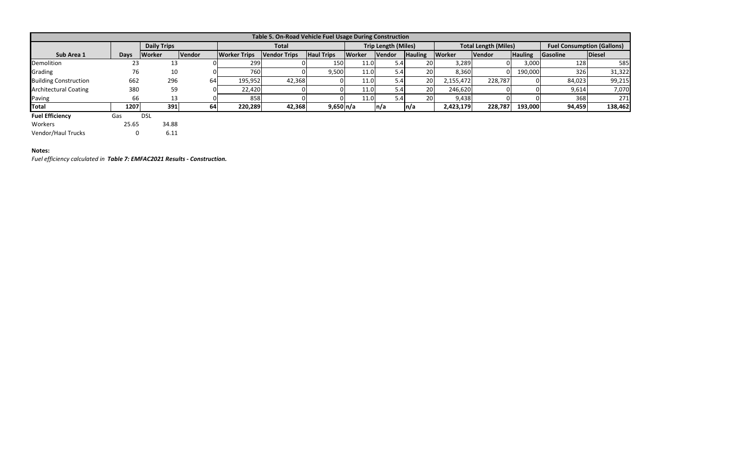| Table 5. On-Road Vehicle Fuel Usage During Construction | | | | | | | | | | | | | | |
|---|---|---|---|---|---|---|---|---|---|---|---|---|---|---|
| | | Daily Trips | | Total | | | Trip Length (Miles) | | | Total Length (Miles) | | | Fuel Consumption (Gallons) | |
| Sub Area 1 | Days | Worker | Vendor | Worker Trips | Vendor Trips | Haul Trips | Worker | Vendor | Hauling | Worker | Vendor | Hauling | Gasoline | Diesel |
| Demolition | 23 | 13 | 0 | 299 | 0 | 150 | 11.0 | 5.4 | 20 | 3,289 | 0 | 3,000 | 128 | 585 |
| Grading | 76 | 10 | 0 | 760 | 0 | 9,500 | 11.0 | 5.4 | 20 | 8,360 | 0 | 190,000 | 326 | 31,322 |
| Building Construction | 662 | 296 | 64 | 195,952 | 42,368 | 0 | 11.0 | 5.4 | 20 | 2,155,472 | 228,787 | 0 | 84,023 | 99,215 |
| Architectural Coating | 380 | 59 | 0 | 22,420 | 0 | 0 | 11.0 | 5.4 | 20 | 246,620 | 0 | 0 | 9,614 | 7,070 |
| Paving | 66 | 13 | 0 | 858 | 0 | 0 | 11.0 | 5.4 | 20 | 9,438 | 0 | 0 | 368 | 271 |
| **Total** | **1207** | **391** | **64** | **220,289** | **42,368** | **9,650** | **n/a** | **n/a** | **n/a** | **2,423,179** | **228,787** | **193,000** | **94,459** | **138,462** |

| **Fuel Efficiency** | Gas | DSL |
|---|---|---|
| Workers | 25.65 | 34.88 |
| Vendor/Haul Trucks | 0 | 6.11 |

**Notes:**

*Fuel efficiency calculated in* ***Table 7: EMFAC2021 Results - Construction.***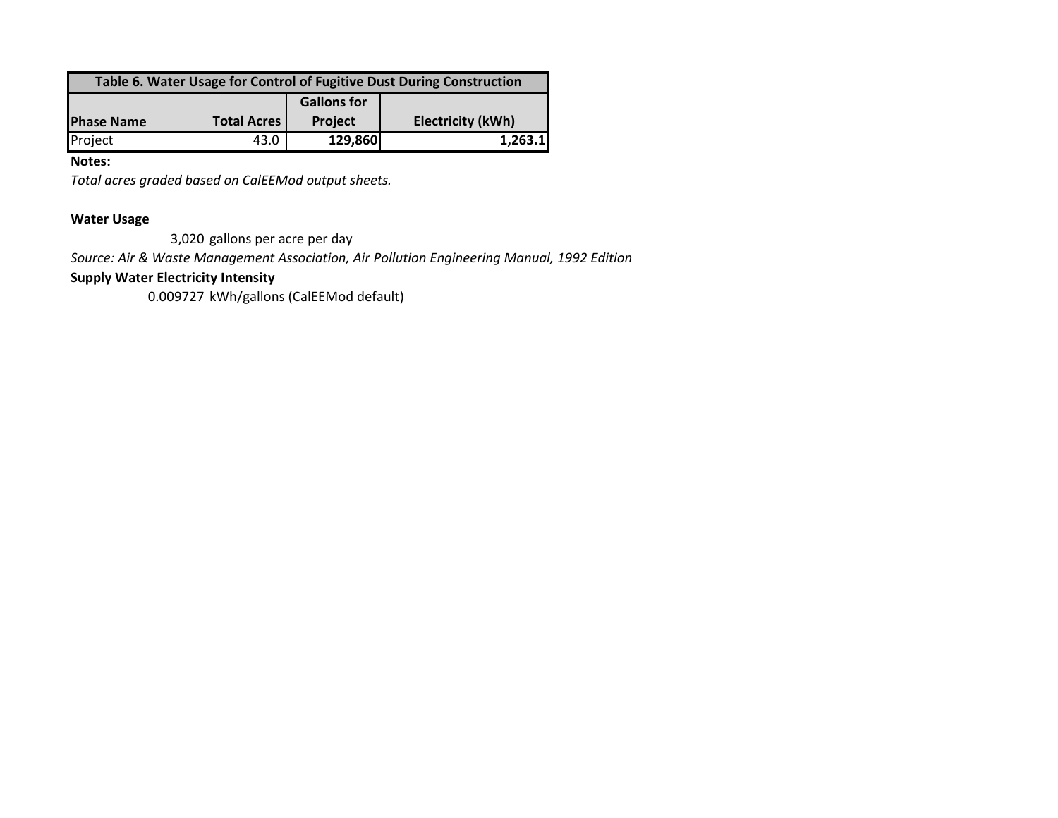| Table 6. Water Usage for Control of Fugitive Dust During Construction | | | |
|---|---|---|---|
| Phase Name | Total Acres | Gallons for Project | Electricity (kWh) |
| Project | 43.0 | **129,860** | **1,263.1** |

**Notes:**

*Total acres graded based on CalEEMod output sheets.*

**Water Usage**

3,020 gallons per acre per day

*Source: Air & Waste Management Association, Air Pollution Engineering Manual, 1992 Edition*

**Supply Water Electricity Intensity**

0.009727 kWh/gallons (CalEEMod default)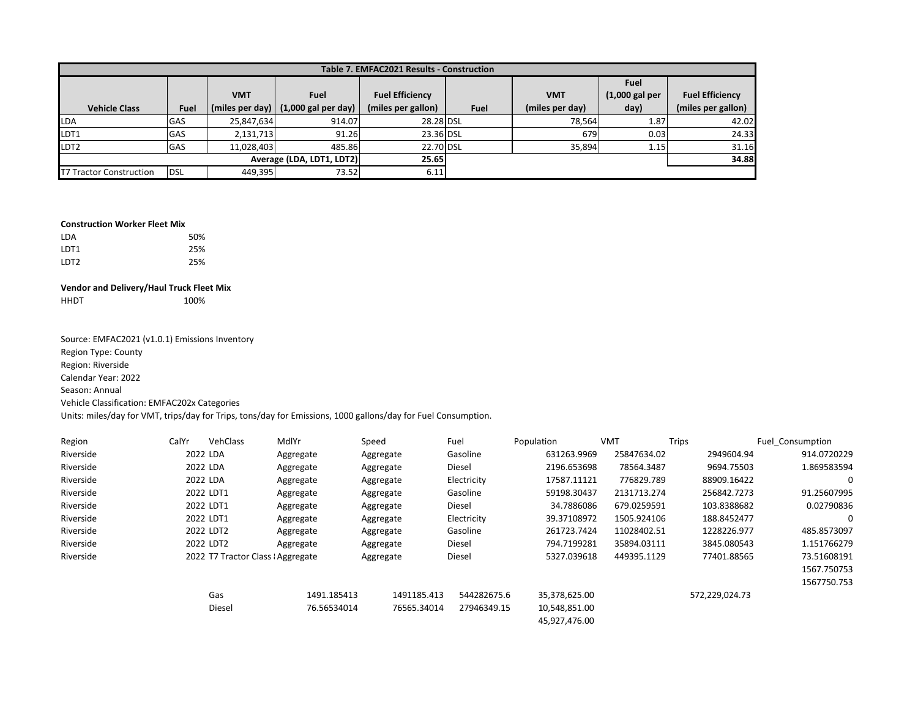| Table 7. EMFAC2021 Results - Construction | | | | | | | | |
|---|---|---|---|---|---|---|---|---|
| Vehicle Class | Fuel | VMT (miles per day) | Fuel (1,000 gal per day) | Fuel Efficiency (miles per gallon) | Fuel | VMT (miles per day) | Fuel (1,000 gal per day) | Fuel Efficiency (miles per gallon) |
| LDA | GAS | 25,847,634 | 914.07 | 28.28 | DSL | 78,564 | 1.87 | 42.02 |
| LDT1 | GAS | 2,131,713 | 91.26 | 23.36 | DSL | 679 | 0.03 | 24.33 |
| LDT2 | GAS | 11,028,403 | 485.86 | 22.70 | DSL | 35,894 | 1.15 | 31.16 |
| | | | Average (LDA, LDT1, LDT2) | 25.65 | | | | 34.88 |
| T7 Tractor Construction | DSL | 449,395 | 73.52 | 6.11 | | | | |

**Construction Worker Fleet Mix**

| | |
|---|---|
| LDA | 50% |
| LDT1 | 25% |
| LDT2 | 25% |

**Vendor and Delivery/Haul Truck Fleet Mix**

| | |
|---|---|
| HHDT | 100% |

Source: EMFAC2021 (v1.0.1) Emissions Inventory
Region Type: County
Region: Riverside
Calendar Year: 2022
Season: Annual
Vehicle Classification: EMFAC202x Categories
Units: miles/day for VMT, trips/day for Trips, tons/day for Emissions, 1000 gallons/day for Fuel Consumption.

| Region | CalYr | VehClass | MdlYr | Speed | Fuel | Population | VMT | Trips | Fuel_Consumption |
|---|---|---|---|---|---|---|---|---|---|
| Riverside | 2022 | LDA | Aggregate | Aggregate | Gasoline | 631263.9969 | 25847634.02 | 2949604.94 | 914.0720229 |
| Riverside | 2022 | LDA | Aggregate | Aggregate | Diesel | 2196.653698 | 78564.3487 | 9694.75503 | 1.869583594 |
| Riverside | 2022 | LDA | Aggregate | Aggregate | Electricity | 17587.11121 | 776829.789 | 88909.16422 | 0 |
| Riverside | 2022 | LDT1 | Aggregate | Aggregate | Gasoline | 59198.30437 | 2131713.274 | 256842.7273 | 91.25607995 |
| Riverside | 2022 | LDT1 | Aggregate | Aggregate | Diesel | 34.7886086 | 679.0259591 | 103.8388682 | 0.02790836 |
| Riverside | 2022 | LDT1 | Aggregate | Aggregate | Electricity | 39.37108972 | 1505.924106 | 188.8452477 | 0 |
| Riverside | 2022 | LDT2 | Aggregate | Aggregate | Gasoline | 261723.7424 | 11028402.51 | 1228226.977 | 485.8573097 |
| Riverside | 2022 | LDT2 | Aggregate | Aggregate | Diesel | 794.7199281 | 35894.03111 | 3845.080543 | 1.151766279 |
| Riverside | 2022 | T7 Tractor Class ( | Aggregate | Aggregate | Diesel | 5327.039618 | 449395.1129 | 77401.88565 | 73.51608191 |
| | | | | | | | | | 1567.750753 |
| | | | | | | | | | 1567750.753 |
| | | Gas | 1491.185413 | 1491185.413 | 544282675.6 | 35,378,625.00 | | 572,229,024.73 | |
| | | Diesel | 76.56534014 | 76565.34014 | 27946349.15 | 10,548,851.00 | | | |
| | | | | | | 45,927,476.00 | | | |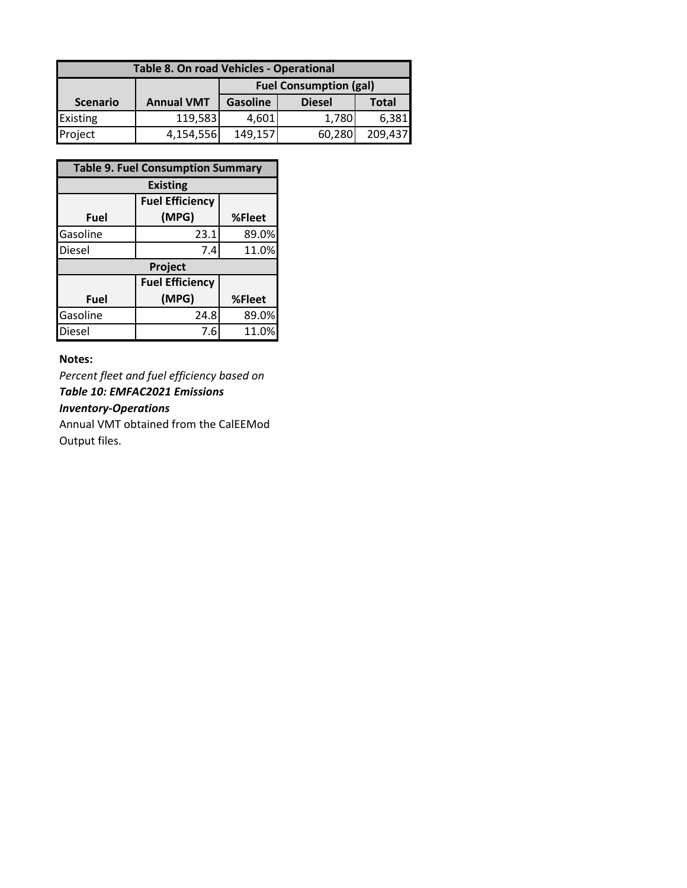| Table 8. On road Vehicles - Operational | | | | |
|---|---|---|---|---|
| | | Fuel Consumption (gal) | | |
| Scenario | Annual VMT | Gasoline | Diesel | Total |
| Existing | 119,583 | 4,601 | 1,780 | 6,381 |
| Project | 4,154,556 | 149,157 | 60,280 | 209,437 |

| Table 9. Fuel Consumption Summary | | |
|---|---|---|
| **Existing** | | |
| Fuel | Fuel Efficiency (MPG) | %Fleet |
| Gasoline | 23.1 | 89.0% |
| Diesel | 7.4 | 11.0% |
| **Project** | | |
| Fuel | Fuel Efficiency (MPG) | %Fleet |
| Gasoline | 24.8 | 89.0% |
| Diesel | 7.6 | 11.0% |

**Notes:**

*Percent fleet and fuel efficiency based on* ***Table 10: EMFAC2021 Emissions Inventory-Operations***

Annual VMT obtained from the CalEEMod Output files.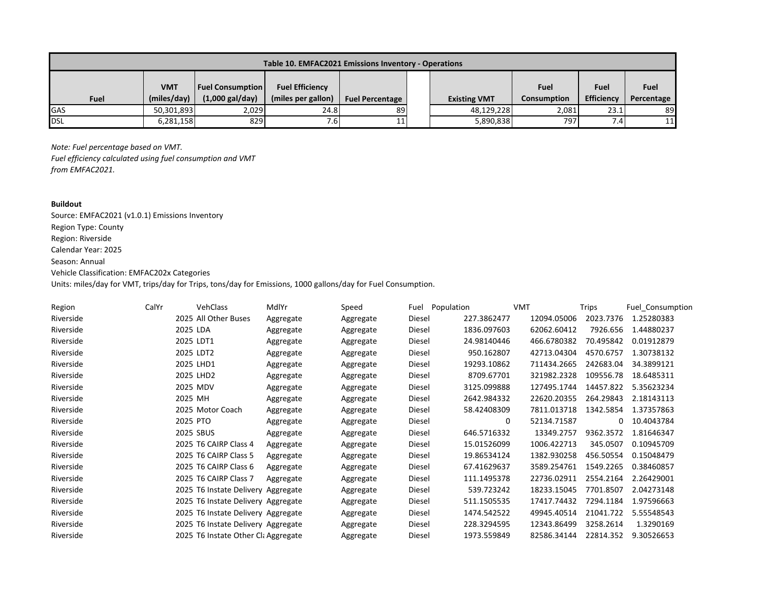| Table 10. EMFAC2021 Emissions Inventory - Operations | | | | | | | | | |
|---|---|---|---|---|---|---|---|---|---|
| Fuel | VMT (miles/day) | Fuel Consumption (1,000 gal/day) | Fuel Efficiency (miles per gallon) | Fuel Percentage | | Existing VMT | Fuel Consumption | Fuel Efficiency | Fuel Percentage |
| GAS | 50,301,893 | 2,029 | 24.8 | 89 | | 48,129,228 | 2,081 | 23.1 | 89 |
| DSL | 6,281,158 | 829 | 7.6 | 11 | | 5,890,838 | 797 | 7.4 | 11 |

*Note: Fuel percentage based on VMT.*
*Fuel efficiency calculated using fuel consumption and VMT from EMFAC2021.*

**Buildout**

Source: EMFAC2021 (v1.0.1) Emissions Inventory
Region Type: County
Region: Riverside
Calendar Year: 2025
Season: Annual
Vehicle Classification: EMFAC202x Categories
Units: miles/day for VMT, trips/day for Trips, tons/day for Emissions, 1000 gallons/day for Fuel Consumption.

| Region | CalYr | VehClass | MdlYr | Speed | Fuel | Population | VMT | Trips | Fuel_Consumption |
|---|---|---|---|---|---|---|---|---|---|
| Riverside | 2025 | All Other Buses | Aggregate | Aggregate | Diesel | 227.3862477 | 12094.05006 | 2023.7376 | 1.25280383 |
| Riverside | 2025 | LDA | Aggregate | Aggregate | Diesel | 1836.097603 | 62062.60412 | 7926.656 | 1.44880237 |
| Riverside | 2025 | LDT1 | Aggregate | Aggregate | Diesel | 24.98140446 | 466.6780382 | 70.495842 | 0.01912879 |
| Riverside | 2025 | LDT2 | Aggregate | Aggregate | Diesel | 950.162807 | 42713.04304 | 4570.6757 | 1.30738132 |
| Riverside | 2025 | LHD1 | Aggregate | Aggregate | Diesel | 19293.10862 | 711434.2665 | 242683.04 | 34.3899121 |
| Riverside | 2025 | LHD2 | Aggregate | Aggregate | Diesel | 8709.67701 | 321982.2328 | 109556.78 | 18.6485311 |
| Riverside | 2025 | MDV | Aggregate | Aggregate | Diesel | 3125.099888 | 127495.1744 | 14457.822 | 5.35623234 |
| Riverside | 2025 | MH | Aggregate | Aggregate | Diesel | 2642.984332 | 22620.20355 | 264.29843 | 2.18143113 |
| Riverside | 2025 | Motor Coach | Aggregate | Aggregate | Diesel | 58.42408309 | 7811.013718 | 1342.5854 | 1.37357863 |
| Riverside | 2025 | PTO | Aggregate | Aggregate | Diesel | 0 | 52134.71587 | 0 | 10.4043784 |
| Riverside | 2025 | SBUS | Aggregate | Aggregate | Diesel | 646.5716332 | 13349.2757 | 9362.3572 | 1.81646347 |
| Riverside | 2025 | T6 CAIRP Class 4 | Aggregate | Aggregate | Diesel | 15.01526099 | 1006.422713 | 345.0507 | 0.10945709 |
| Riverside | 2025 | T6 CAIRP Class 5 | Aggregate | Aggregate | Diesel | 19.86534124 | 1382.930258 | 456.50554 | 0.15048479 |
| Riverside | 2025 | T6 CAIRP Class 6 | Aggregate | Aggregate | Diesel | 67.41629637 | 3589.254761 | 1549.2265 | 0.38460857 |
| Riverside | 2025 | T6 CAIRP Class 7 | Aggregate | Aggregate | Diesel | 111.1495378 | 22736.02911 | 2554.2164 | 2.26429001 |
| Riverside | 2025 | T6 Instate Delivery | Aggregate | Aggregate | Diesel | 539.723242 | 18233.15045 | 7701.8507 | 2.04273148 |
| Riverside | 2025 | T6 Instate Delivery | Aggregate | Aggregate | Diesel | 511.1505535 | 17417.74432 | 7294.1184 | 1.97596663 |
| Riverside | 2025 | T6 Instate Delivery | Aggregate | Aggregate | Diesel | 1474.542522 | 49945.40514 | 21041.722 | 5.55548543 |
| Riverside | 2025 | T6 Instate Delivery | Aggregate | Aggregate | Diesel | 228.3294595 | 12343.86499 | 3258.2614 | 1.3290169 |
| Riverside | 2025 | T6 Instate Other Cl | Aggregate | Aggregate | Diesel | 1973.559849 | 82586.34144 | 22814.352 | 9.30526653 |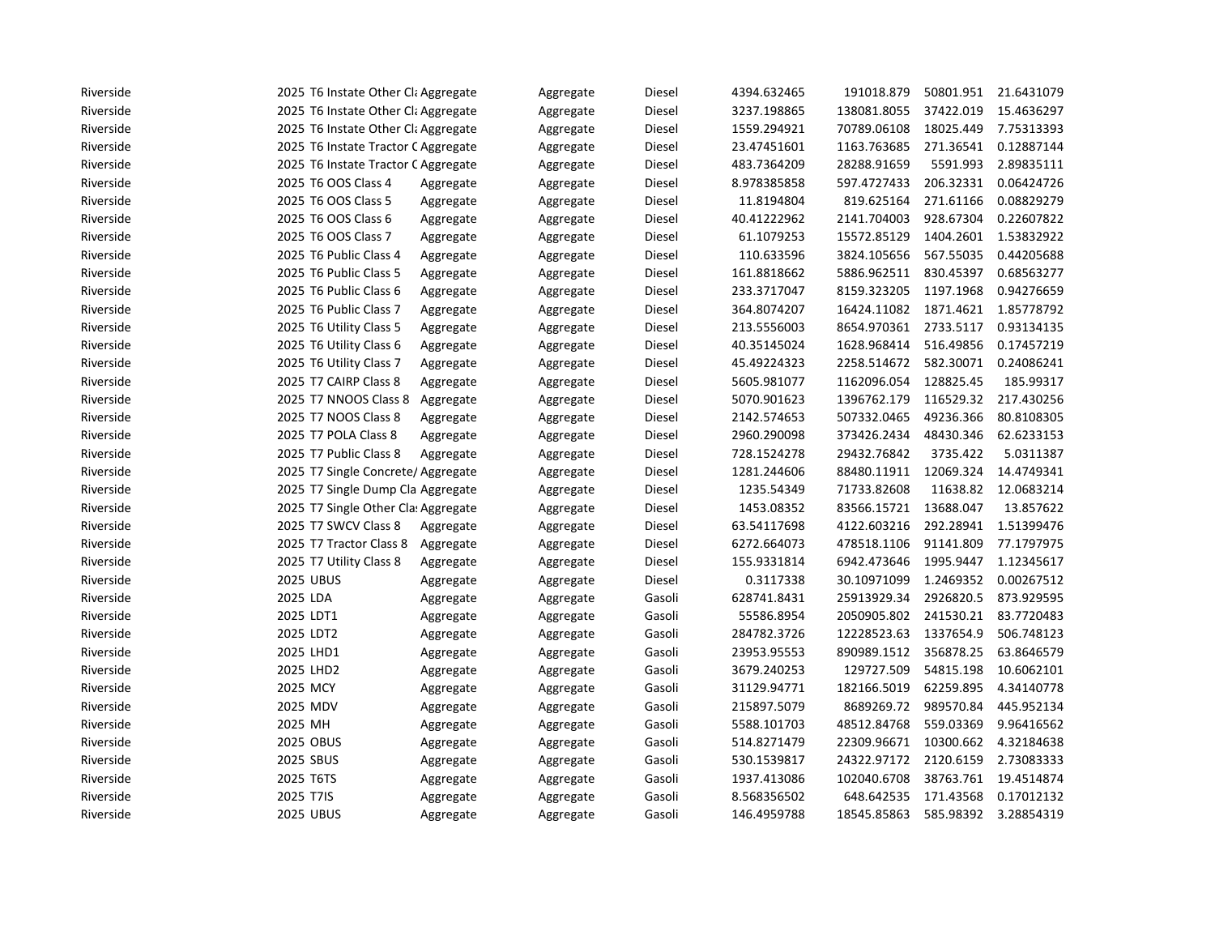| | | | | | | | | |
|---|---|---|---|---|---|---|---|---|
| Riverside | 2025 T6 Instate Other Cla | Aggregate | Aggregate | Diesel | 4394.632465 | 191018.879 | 50801.951 | 21.6431079 |
| Riverside | 2025 T6 Instate Other Cla | Aggregate | Aggregate | Diesel | 3237.198865 | 138081.8055 | 37422.019 | 15.4636297 |
| Riverside | 2025 T6 Instate Other Cla | Aggregate | Aggregate | Diesel | 1559.294921 | 70789.06108 | 18025.449 | 7.75313393 |
| Riverside | 2025 T6 Instate Tractor C | Aggregate | Aggregate | Diesel | 23.47451601 | 1163.763685 | 271.36541 | 0.12887144 |
| Riverside | 2025 T6 Instate Tractor C | Aggregate | Aggregate | Diesel | 483.7364209 | 28288.91659 | 5591.993 | 2.89835111 |
| Riverside | 2025 T6 OOS Class 4 | Aggregate | Aggregate | Diesel | 8.978385858 | 597.4727433 | 206.32331 | 0.06424726 |
| Riverside | 2025 T6 OOS Class 5 | Aggregate | Aggregate | Diesel | 11.8194804 | 819.625164 | 271.61166 | 0.08829279 |
| Riverside | 2025 T6 OOS Class 6 | Aggregate | Aggregate | Diesel | 40.41222962 | 2141.704003 | 928.67304 | 0.22607822 |
| Riverside | 2025 T6 OOS Class 7 | Aggregate | Aggregate | Diesel | 61.1079253 | 15572.85129 | 1404.2601 | 1.53832922 |
| Riverside | 2025 T6 Public Class 4 | Aggregate | Aggregate | Diesel | 110.633596 | 3824.105656 | 567.55035 | 0.44205688 |
| Riverside | 2025 T6 Public Class 5 | Aggregate | Aggregate | Diesel | 161.8818662 | 5886.962511 | 830.45397 | 0.68563277 |
| Riverside | 2025 T6 Public Class 6 | Aggregate | Aggregate | Diesel | 233.3717047 | 8159.323205 | 1197.1968 | 0.94276659 |
| Riverside | 2025 T6 Public Class 7 | Aggregate | Aggregate | Diesel | 364.8074207 | 16424.11082 | 1871.4621 | 1.85778792 |
| Riverside | 2025 T6 Utility Class 5 | Aggregate | Aggregate | Diesel | 213.5556003 | 8654.970361 | 2733.5117 | 0.93134135 |
| Riverside | 2025 T6 Utility Class 6 | Aggregate | Aggregate | Diesel | 40.35145024 | 1628.968414 | 516.49856 | 0.17457219 |
| Riverside | 2025 T6 Utility Class 7 | Aggregate | Aggregate | Diesel | 45.49224323 | 2258.514672 | 582.30071 | 0.24086241 |
| Riverside | 2025 T7 CAIRP Class 8 | Aggregate | Aggregate | Diesel | 5605.981077 | 1162096.054 | 128825.45 | 185.99317 |
| Riverside | 2025 T7 NNOOS Class 8 | Aggregate | Aggregate | Diesel | 5070.901623 | 1396762.179 | 116529.32 | 217.430256 |
| Riverside | 2025 T7 NOOS Class 8 | Aggregate | Aggregate | Diesel | 2142.574653 | 507332.0465 | 49236.366 | 80.8108305 |
| Riverside | 2025 T7 POLA Class 8 | Aggregate | Aggregate | Diesel | 2960.290098 | 373426.2434 | 48430.346 | 62.6233153 |
| Riverside | 2025 T7 Public Class 8 | Aggregate | Aggregate | Diesel | 728.1524278 | 29432.76842 | 3735.422 | 5.0311387 |
| Riverside | 2025 T7 Single Concrete/ | Aggregate | Aggregate | Diesel | 1281.244606 | 88480.11911 | 12069.324 | 14.4749341 |
| Riverside | 2025 T7 Single Dump Cla | Aggregate | Aggregate | Diesel | 1235.54349 | 71733.82608 | 11638.82 | 12.0683214 |
| Riverside | 2025 T7 Single Other Cla | Aggregate | Aggregate | Diesel | 1453.08352 | 83566.15721 | 13688.047 | 13.857622 |
| Riverside | 2025 T7 SWCV Class 8 | Aggregate | Aggregate | Diesel | 63.54117698 | 4122.603216 | 292.28941 | 1.51399476 |
| Riverside | 2025 T7 Tractor Class 8 | Aggregate | Aggregate | Diesel | 6272.664073 | 478518.1106 | 91141.809 | 77.1797975 |
| Riverside | 2025 T7 Utility Class 8 | Aggregate | Aggregate | Diesel | 155.9331814 | 6942.473646 | 1995.9447 | 1.12345617 |
| Riverside | 2025 UBUS | Aggregate | Aggregate | Diesel | 0.3117338 | 30.10971099 | 1.2469352 | 0.00267512 |
| Riverside | 2025 LDA | Aggregate | Aggregate | Gasoli | 628741.8431 | 25913929.34 | 2926820.5 | 873.929595 |
| Riverside | 2025 LDT1 | Aggregate | Aggregate | Gasoli | 55586.8954 | 2050905.802 | 241530.21 | 83.7720483 |
| Riverside | 2025 LDT2 | Aggregate | Aggregate | Gasoli | 284782.3726 | 12228523.63 | 1337654.9 | 506.748123 |
| Riverside | 2025 LHD1 | Aggregate | Aggregate | Gasoli | 23953.95553 | 890989.1512 | 356878.25 | 63.8646579 |
| Riverside | 2025 LHD2 | Aggregate | Aggregate | Gasoli | 3679.240253 | 129727.509 | 54815.198 | 10.6062101 |
| Riverside | 2025 MCY | Aggregate | Aggregate | Gasoli | 31129.94771 | 182166.5019 | 62259.895 | 4.34140778 |
| Riverside | 2025 MDV | Aggregate | Aggregate | Gasoli | 215897.5079 | 8689269.72 | 989570.84 | 445.952134 |
| Riverside | 2025 MH | Aggregate | Aggregate | Gasoli | 5588.101703 | 48512.84768 | 559.03369 | 9.96416562 |
| Riverside | 2025 OBUS | Aggregate | Aggregate | Gasoli | 514.8271479 | 22309.96671 | 10300.662 | 4.32184638 |
| Riverside | 2025 SBUS | Aggregate | Aggregate | Gasoli | 530.1539817 | 24322.97172 | 2120.6159 | 2.73083333 |
| Riverside | 2025 T6TS | Aggregate | Aggregate | Gasoli | 1937.413086 | 102040.6708 | 38763.761 | 19.4514874 |
| Riverside | 2025 T7IS | Aggregate | Aggregate | Gasoli | 8.568356502 | 648.642535 | 171.43568 | 0.17012132 |
| Riverside | 2025 UBUS | Aggregate | Aggregate | Gasoli | 146.4959788 | 18545.85863 | 585.98392 | 3.28854319 |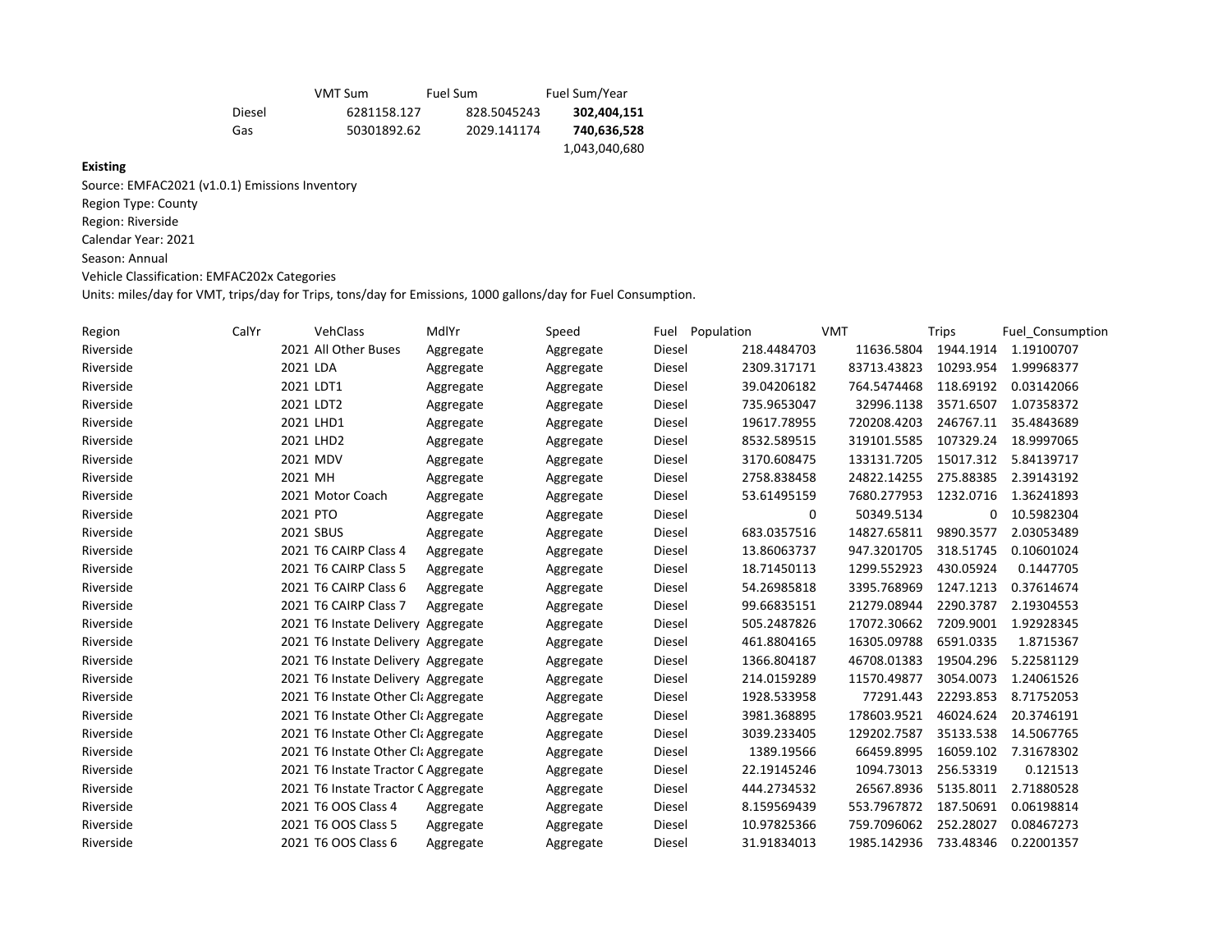| | VMT Sum | Fuel Sum | Fuel Sum/Year |
|---|---|---|---|
| Diesel | 6281158.127 | 828.5045243 | **302,404,151** |
| Gas | 50301892.62 | 2029.141174 | **740,636,528** |
| | | | 1,043,040,680 |

**Existing**

Source: EMFAC2021 (v1.0.1) Emissions Inventory
Region Type: County
Region: Riverside
Calendar Year: 2021
Season: Annual
Vehicle Classification: EMFAC202x Categories
Units: miles/day for VMT, trips/day for Trips, tons/day for Emissions, 1000 gallons/day for Fuel Consumption.

| Region | CalYr | VehClass | MdlYr | Speed | Fuel | Population | VMT | Trips | Fuel_Consumption |
|---|---|---|---|---|---|---|---|---|---|
| Riverside | 2021 | All Other Buses | Aggregate | Aggregate | Diesel | 218.4484703 | 11636.5804 | 1944.1914 | 1.19100707 |
| Riverside | 2021 | LDA | Aggregate | Aggregate | Diesel | 2309.317171 | 83713.43823 | 10293.954 | 1.99968377 |
| Riverside | 2021 | LDT1 | Aggregate | Aggregate | Diesel | 39.04206182 | 764.5474468 | 118.69192 | 0.03142066 |
| Riverside | 2021 | LDT2 | Aggregate | Aggregate | Diesel | 735.9653047 | 32996.1138 | 3571.6507 | 1.07358372 |
| Riverside | 2021 | LHD1 | Aggregate | Aggregate | Diesel | 19617.78955 | 720208.4203 | 246767.11 | 35.4843689 |
| Riverside | 2021 | LHD2 | Aggregate | Aggregate | Diesel | 8532.589515 | 319101.5585 | 107329.24 | 18.9997065 |
| Riverside | 2021 | MDV | Aggregate | Aggregate | Diesel | 3170.608475 | 133131.7205 | 15017.312 | 5.84139717 |
| Riverside | 2021 | MH | Aggregate | Aggregate | Diesel | 2758.838458 | 24822.14255 | 275.88385 | 2.39143192 |
| Riverside | 2021 | Motor Coach | Aggregate | Aggregate | Diesel | 53.61495159 | 7680.277953 | 1232.0716 | 1.36241893 |
| Riverside | 2021 | PTO | Aggregate | Aggregate | Diesel | 0 | 50349.5134 | 0 | 10.5982304 |
| Riverside | 2021 | SBUS | Aggregate | Aggregate | Diesel | 683.0357516 | 14827.65811 | 9890.3577 | 2.03053489 |
| Riverside | 2021 | T6 CAIRP Class 4 | Aggregate | Aggregate | Diesel | 13.86063737 | 947.3201705 | 318.51745 | 0.10601024 |
| Riverside | 2021 | T6 CAIRP Class 5 | Aggregate | Aggregate | Diesel | 18.71450113 | 1299.552923 | 430.05924 | 0.1447705 |
| Riverside | 2021 | T6 CAIRP Class 6 | Aggregate | Aggregate | Diesel | 54.26985818 | 3395.768969 | 1247.1213 | 0.37614674 |
| Riverside | 2021 | T6 CAIRP Class 7 | Aggregate | Aggregate | Diesel | 99.66835151 | 21279.08944 | 2290.3787 | 2.19304553 |
| Riverside | 2021 | T6 Instate Delivery | Aggregate | Aggregate | Diesel | 505.2487826 | 17072.30662 | 7209.9001 | 1.92928345 |
| Riverside | 2021 | T6 Instate Delivery | Aggregate | Aggregate | Diesel | 461.8804165 | 16305.09788 | 6591.0335 | 1.8715367 |
| Riverside | 2021 | T6 Instate Delivery | Aggregate | Aggregate | Diesel | 1366.804187 | 46708.01383 | 19504.296 | 5.22581129 |
| Riverside | 2021 | T6 Instate Delivery | Aggregate | Aggregate | Diesel | 214.0159289 | 11570.49877 | 3054.0073 | 1.24061526 |
| Riverside | 2021 | T6 Instate Other Cla | Aggregate | Aggregate | Diesel | 1928.533958 | 77291.443 | 22293.853 | 8.71752053 |
| Riverside | 2021 | T6 Instate Other Cla | Aggregate | Aggregate | Diesel | 3981.368895 | 178603.9521 | 46024.624 | 20.3746191 |
| Riverside | 2021 | T6 Instate Other Cla | Aggregate | Aggregate | Diesel | 3039.233405 | 129202.7587 | 35133.538 | 14.5067765 |
| Riverside | 2021 | T6 Instate Other Cla | Aggregate | Aggregate | Diesel | 1389.19566 | 66459.8995 | 16059.102 | 7.31678302 |
| Riverside | 2021 | T6 Instate Tractor C | Aggregate | Aggregate | Diesel | 22.19145246 | 1094.73013 | 256.53319 | 0.121513 |
| Riverside | 2021 | T6 Instate Tractor C | Aggregate | Aggregate | Diesel | 444.2734532 | 26567.8936 | 5135.8011 | 2.71880528 |
| Riverside | 2021 | T6 OOS Class 4 | Aggregate | Aggregate | Diesel | 8.159569439 | 553.7967872 | 187.50691 | 0.06198814 |
| Riverside | 2021 | T6 OOS Class 5 | Aggregate | Aggregate | Diesel | 10.97825366 | 759.7096062 | 252.28027 | 0.08467273 |
| Riverside | 2021 | T6 OOS Class 6 | Aggregate | Aggregate | Diesel | 31.91834013 | 1985.142936 | 733.48346 | 0.22001357 |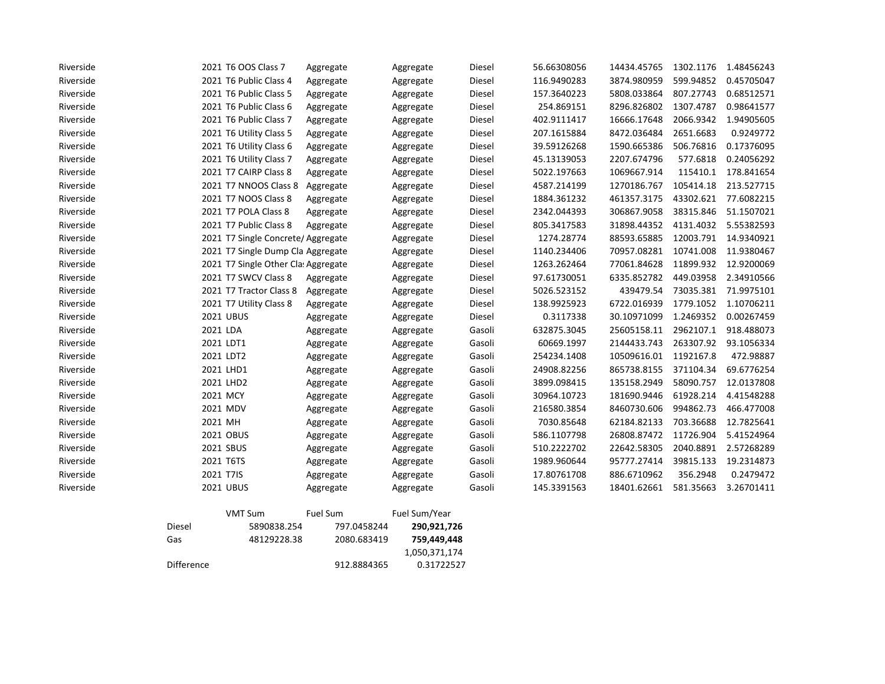| | | | | | | | | |
|---|---|---|---|---|---|---|---|---|
| Riverside | 2021 | T6 OOS Class 7 | Aggregate | Aggregate | Diesel | 56.66308056 | 14434.45765 | 1302.1176 | 1.48456243 |
| Riverside | 2021 | T6 Public Class 4 | Aggregate | Aggregate | Diesel | 116.9490283 | 3874.980959 | 599.94852 | 0.45705047 |
| Riverside | 2021 | T6 Public Class 5 | Aggregate | Aggregate | Diesel | 157.3640223 | 5808.033864 | 807.27743 | 0.68512571 |
| Riverside | 2021 | T6 Public Class 6 | Aggregate | Aggregate | Diesel | 254.869151 | 8296.826802 | 1307.4787 | 0.98641577 |
| Riverside | 2021 | T6 Public Class 7 | Aggregate | Aggregate | Diesel | 402.9111417 | 16666.17648 | 2066.9342 | 1.94905605 |
| Riverside | 2021 | T6 Utility Class 5 | Aggregate | Aggregate | Diesel | 207.1615884 | 8472.036484 | 2651.6683 | 0.9249772 |
| Riverside | 2021 | T6 Utility Class 6 | Aggregate | Aggregate | Diesel | 39.59126268 | 1590.665386 | 506.76816 | 0.17376095 |
| Riverside | 2021 | T6 Utility Class 7 | Aggregate | Aggregate | Diesel | 45.13139053 | 2207.674796 | 577.6818 | 0.24056292 |
| Riverside | 2021 | T7 CAIRP Class 8 | Aggregate | Aggregate | Diesel | 5022.197663 | 1069667.914 | 115410.1 | 178.841654 |
| Riverside | 2021 | T7 NNOOS Class 8 | Aggregate | Aggregate | Diesel | 4587.214199 | 1270186.767 | 105414.18 | 213.527715 |
| Riverside | 2021 | T7 NOOS Class 8 | Aggregate | Aggregate | Diesel | 1884.361232 | 461357.3175 | 43302.621 | 77.6082215 |
| Riverside | 2021 | T7 POLA Class 8 | Aggregate | Aggregate | Diesel | 2342.044393 | 306867.9058 | 38315.846 | 51.1507021 |
| Riverside | 2021 | T7 Public Class 8 | Aggregate | Aggregate | Diesel | 805.3417583 | 31898.44352 | 4131.4032 | 5.55382593 |
| Riverside | 2021 | T7 Single Concrete/ | Aggregate | Aggregate | Diesel | 1274.28774 | 88593.65885 | 12003.791 | 14.9340921 |
| Riverside | 2021 | T7 Single Dump Cla | Aggregate | Aggregate | Diesel | 1140.234406 | 70957.08281 | 10741.008 | 11.9380467 |
| Riverside | 2021 | T7 Single Other Cla | Aggregate | Aggregate | Diesel | 1263.262464 | 77061.84628 | 11899.932 | 12.9200069 |
| Riverside | 2021 | T7 SWCV Class 8 | Aggregate | Aggregate | Diesel | 97.61730051 | 6335.852782 | 449.03958 | 2.34910566 |
| Riverside | 2021 | T7 Tractor Class 8 | Aggregate | Aggregate | Diesel | 5026.523152 | 439479.54 | 73035.381 | 71.9975101 |
| Riverside | 2021 | T7 Utility Class 8 | Aggregate | Aggregate | Diesel | 138.9925923 | 6722.016939 | 1779.1052 | 1.10706211 |
| Riverside | 2021 | UBUS | Aggregate | Aggregate | Diesel | 0.3117338 | 30.10971099 | 1.2469352 | 0.00267459 |
| Riverside | 2021 | LDA | Aggregate | Aggregate | Gasoli | 632875.3045 | 25605158.11 | 2962107.1 | 918.488073 |
| Riverside | 2021 | LDT1 | Aggregate | Aggregate | Gasoli | 60669.1997 | 2144433.743 | 263307.92 | 93.1056334 |
| Riverside | 2021 | LDT2 | Aggregate | Aggregate | Gasoli | 254234.1408 | 10509616.01 | 1192167.8 | 472.98887 |
| Riverside | 2021 | LHD1 | Aggregate | Aggregate | Gasoli | 24908.82256 | 865738.8155 | 371104.34 | 69.6776254 |
| Riverside | 2021 | LHD2 | Aggregate | Aggregate | Gasoli | 3899.098415 | 135158.2949 | 58090.757 | 12.0137808 |
| Riverside | 2021 | MCY | Aggregate | Aggregate | Gasoli | 30964.10723 | 181690.9446 | 61928.214 | 4.41548288 |
| Riverside | 2021 | MDV | Aggregate | Aggregate | Gasoli | 216580.3854 | 8460730.606 | 994862.73 | 466.477008 |
| Riverside | 2021 | MH | Aggregate | Aggregate | Gasoli | 7030.85648 | 62184.82133 | 703.36688 | 12.7825641 |
| Riverside | 2021 | OBUS | Aggregate | Aggregate | Gasoli | 586.1107798 | 26808.87472 | 11726.904 | 5.41524964 |
| Riverside | 2021 | SBUS | Aggregate | Aggregate | Gasoli | 510.2222702 | 22642.58305 | 2040.8891 | 2.57268289 |
| Riverside | 2021 | T6TS | Aggregate | Aggregate | Gasoli | 1989.960644 | 95777.27414 | 39815.133 | 19.2314873 |
| Riverside | 2021 | T7IS | Aggregate | Aggregate | Gasoli | 17.80761708 | 886.6710962 | 356.2948 | 0.2479472 |
| Riverside | 2021 | UBUS | Aggregate | Aggregate | Gasoli | 145.3391563 | 18401.62661 | 581.35663 | 3.26701411 |

| | VMT Sum | Fuel Sum | Fuel Sum/Year |
|---|---|---|---|
| Diesel | 5890838.254 | 797.0458244 | **290,921,726** |
| Gas | 48129228.38 | 2080.683419 | **759,449,448** |
| | | | 1,050,371,174 |
| Difference | | 912.8884365 | 0.31722527 |